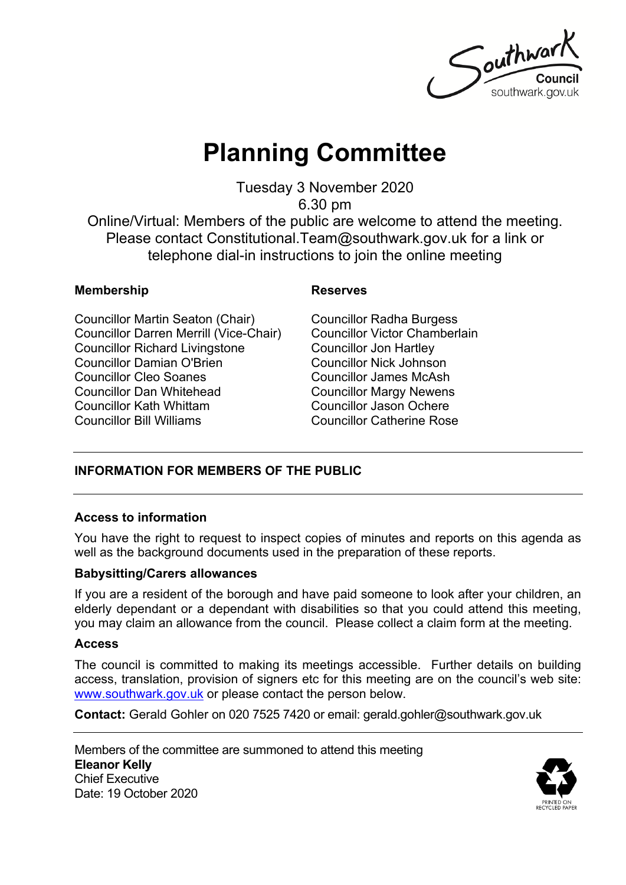# Planning Committee

Tuesday 3 November 2020
6.30 pm
Online/Virtual: Members of the public are welcome to attend the meeting. Please contact Constitutional.Team@southwark.gov.uk for a link or telephone dial-in instructions to join the online meeting

| Membership | Reserves |
|---|---|
| Councillor Martin Seaton (Chair) | Councillor Radha Burgess |
| Councillor Darren Merrill (Vice-Chair) | Councillor Victor Chamberlain |
| Councillor Richard Livingstone | Councillor Jon Hartley |
| Councillor Damian O'Brien | Councillor Nick Johnson |
| Councillor Cleo Soanes | Councillor James McAsh |
| Councillor Dan Whitehead | Councillor Margy Newens |
| Councillor Kath Whittam | Councillor Jason Ochere |
| Councillor Bill Williams | Councillor Catherine Rose |

## INFORMATION FOR MEMBERS OF THE PUBLIC

### Access to information

You have the right to request to inspect copies of minutes and reports on this agenda as well as the background documents used in the preparation of these reports.

### Babysitting/Carers allowances

If you are a resident of the borough and have paid someone to look after your children, an elderly dependant or a dependant with disabilities so that you could attend this meeting, you may claim an allowance from the council. Please collect a claim form at the meeting.

### Access

The council is committed to making its meetings accessible. Further details on building access, translation, provision of signers etc for this meeting are on the council's web site: www.southwark.gov.uk or please contact the person below.

**Contact:** Gerald Gohler on 020 7525 7420 or email: gerald.gohler@southwark.gov.uk

Members of the committee are summoned to attend this meeting
**Eleanor Kelly**
Chief Executive
Date: 19 October 2020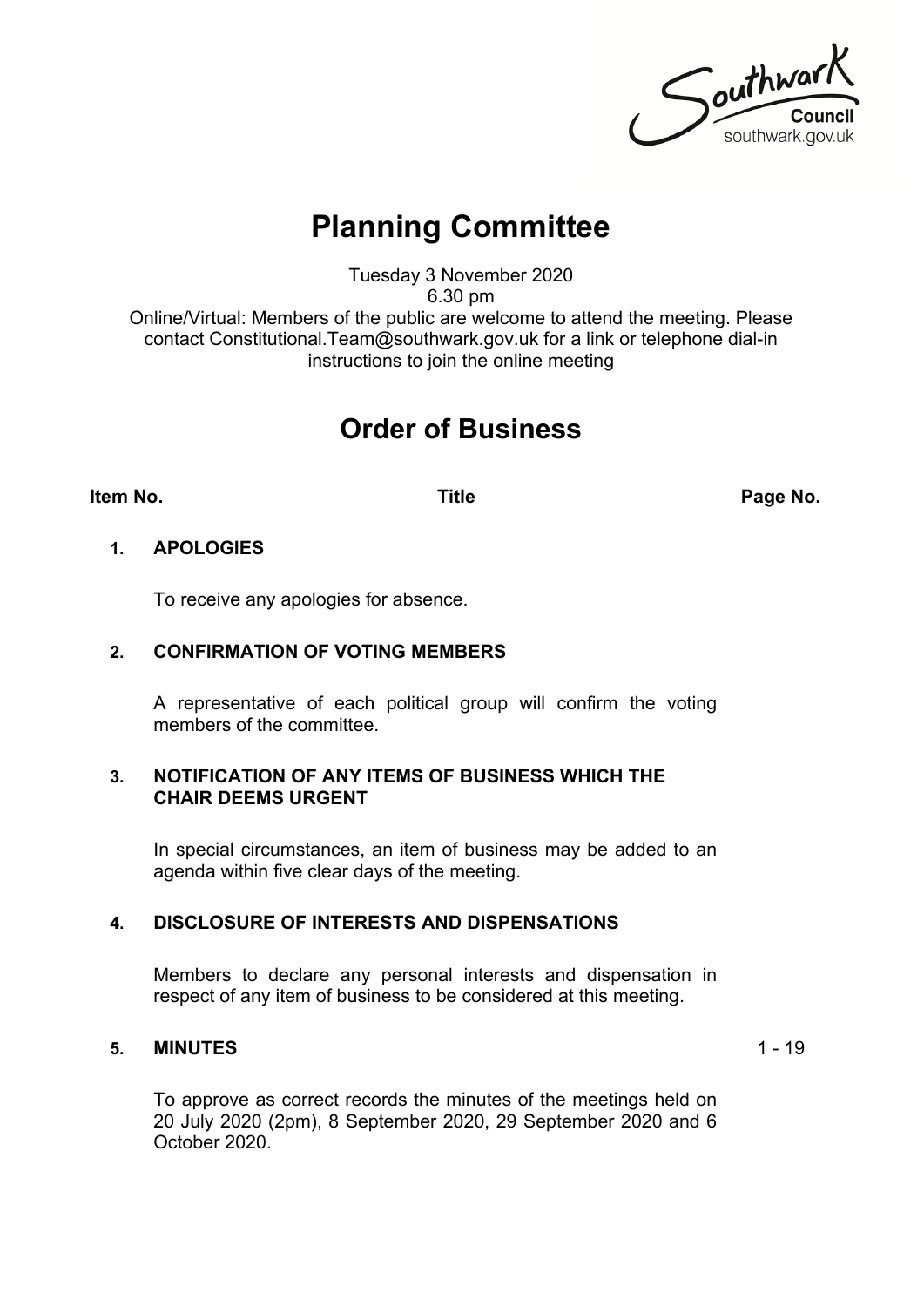# Planning Committee

Tuesday 3 November 2020
6.30 pm
Online/Virtual: Members of the public are welcome to attend the meeting. Please contact Constitutional.Team@southwark.gov.uk for a link or telephone dial-in instructions to join the online meeting

# Order of Business

| Item No. | Title | Page No. |
|---|---|---|
| **1.** | **APOLOGIES**<br><br>To receive any apologies for absence. | |
| **2.** | **CONFIRMATION OF VOTING MEMBERS**<br><br>A representative of each political group will confirm the voting members of the committee. | |
| **3.** | **NOTIFICATION OF ANY ITEMS OF BUSINESS WHICH THE CHAIR DEEMS URGENT**<br><br>In special circumstances, an item of business may be added to an agenda within five clear days of the meeting. | |
| **4.** | **DISCLOSURE OF INTERESTS AND DISPENSATIONS**<br><br>Members to declare any personal interests and dispensation in respect of any item of business to be considered at this meeting. | |
| **5.** | **MINUTES**<br><br>To approve as correct records the minutes of the meetings held on 20 July 2020 (2pm), 8 September 2020, 29 September 2020 and 6 October 2020. | 1 - 19 |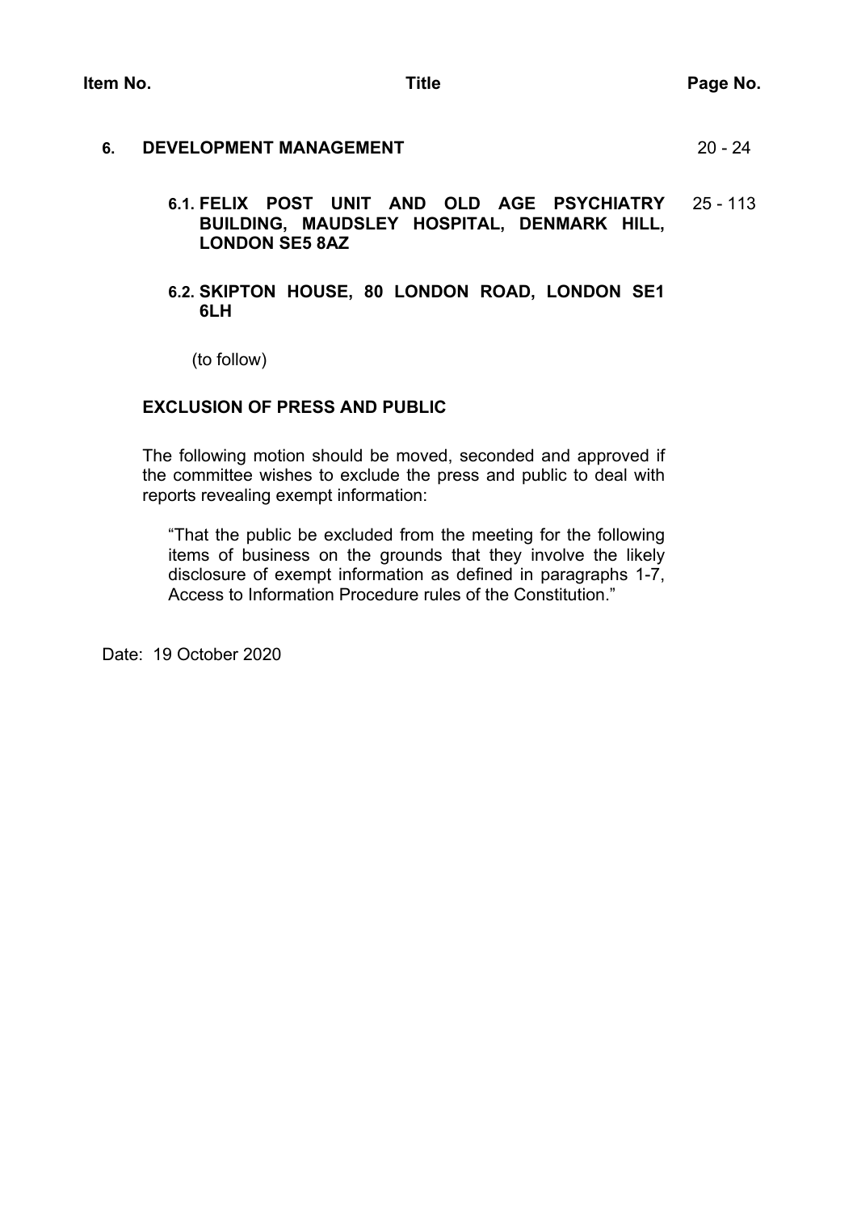| Item No. | Title | Page No. |
|---|---|---|
| **6.** | **DEVELOPMENT MANAGEMENT** | 20 - 24 |
| **6.1.** | **FELIX POST UNIT AND OLD AGE PSYCHIATRY BUILDING, MAUDSLEY HOSPITAL, DENMARK HILL, LONDON SE5 8AZ** | 25 - 113 |
| **6.2.** | **SKIPTON HOUSE, 80 LONDON ROAD, LONDON SE1 6LH** (to follow) | |

**EXCLUSION OF PRESS AND PUBLIC**

The following motion should be moved, seconded and approved if the committee wishes to exclude the press and public to deal with reports revealing exempt information:

"That the public be excluded from the meeting for the following items of business on the grounds that they involve the likely disclosure of exempt information as defined in paragraphs 1-7, Access to Information Procedure rules of the Constitution."

Date: 19 October 2020